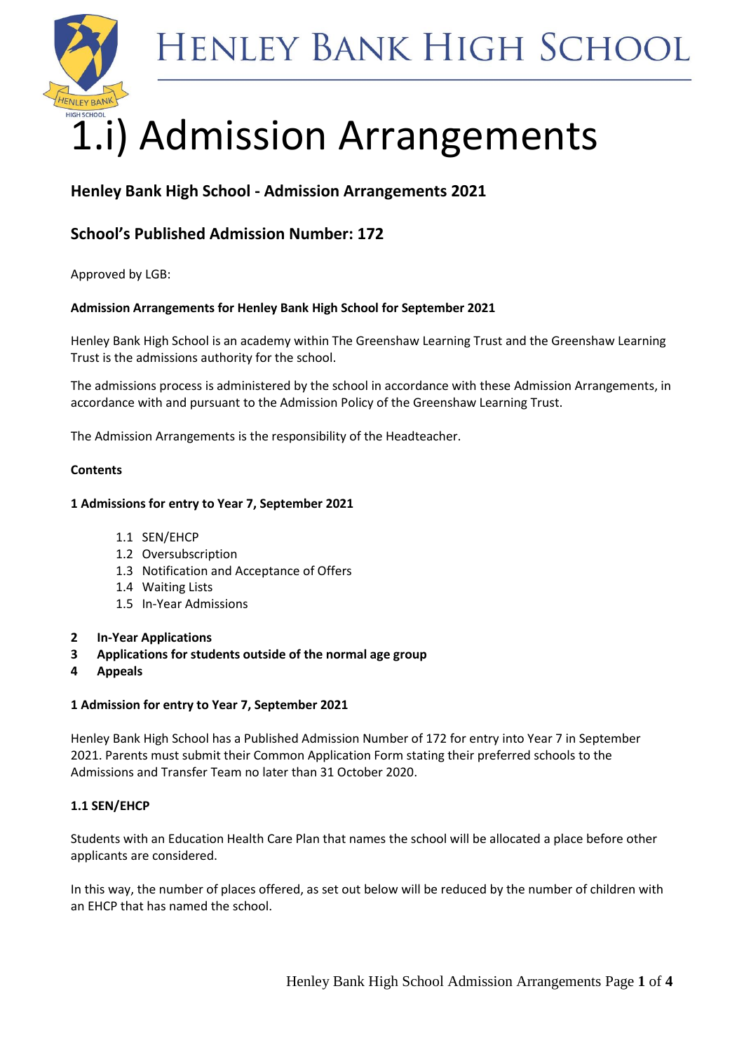# 1.i) Admission Arrangements

## Henley Bank High School - Admission Arrangements 2021

## School's Published Admission Number: 172

Approved by LGB:

**Admission Arrangements for Henley Bank High School for September 2021**

Henley Bank High School is an academy within The Greenshaw Learning Trust and the Greenshaw Learning Trust is the admissions authority for the school.

The admissions process is administered by the school in accordance with these Admission Arrangements, in accordance with and pursuant to the Admission Policy of the Greenshaw Learning Trust.

The Admission Arrangements is the responsibility of the Headteacher.

**Contents**

**1 Admissions for entry to Year 7, September 2021**

- 1.1 SEN/EHCP
- 1.2 Oversubscription
- 1.3 Notification and Acceptance of Offers
- 1.4 Waiting Lists
- 1.5 In-Year Admissions

**2 In-Year Applications**
**3 Applications for students outside of the normal age group**
**4 Appeals**

### 1 Admission for entry to Year 7, September 2021

Henley Bank High School has a Published Admission Number of 172 for entry into Year 7 in September 2021. Parents must submit their Common Application Form stating their preferred schools to the Admissions and Transfer Team no later than 31 October 2020.

### 1.1 SEN/EHCP

Students with an Education Health Care Plan that names the school will be allocated a place before other applicants are considered.

In this way, the number of places offered, as set out below will be reduced by the number of children with an EHCP that has named the school.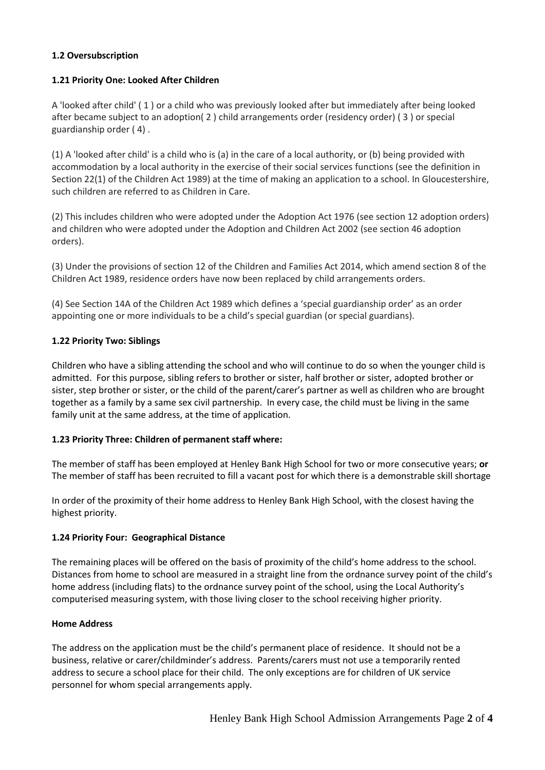### 1.2 Oversubscription

#### 1.21 Priority One: Looked After Children

A 'looked after child' ( 1 ) or a child who was previously looked after but immediately after being looked after became subject to an adoption( 2 ) child arrangements order (residency order) ( 3 ) or special guardianship order ( 4) .

(1) A 'looked after child' is a child who is (a) in the care of a local authority, or (b) being provided with accommodation by a local authority in the exercise of their social services functions (see the definition in Section 22(1) of the Children Act 1989) at the time of making an application to a school. In Gloucestershire, such children are referred to as Children in Care.

(2) This includes children who were adopted under the Adoption Act 1976 (see section 12 adoption orders) and children who were adopted under the Adoption and Children Act 2002 (see section 46 adoption orders).

(3) Under the provisions of section 12 of the Children and Families Act 2014, which amend section 8 of the Children Act 1989, residence orders have now been replaced by child arrangements orders.

(4) See Section 14A of the Children Act 1989 which defines a 'special guardianship order' as an order appointing one or more individuals to be a child's special guardian (or special guardians).

#### 1.22 Priority Two: Siblings

Children who have a sibling attending the school and who will continue to do so when the younger child is admitted. For this purpose, sibling refers to brother or sister, half brother or sister, adopted brother or sister, step brother or sister, or the child of the parent/carer's partner as well as children who are brought together as a family by a same sex civil partnership. In every case, the child must be living in the same family unit at the same address, at the time of application.

#### 1.23 Priority Three: Children of permanent staff where:

The member of staff has been employed at Henley Bank High School for two or more consecutive years; **or**
The member of staff has been recruited to fill a vacant post for which there is a demonstrable skill shortage

In order of the proximity of their home address to Henley Bank High School, with the closest having the highest priority.

#### 1.24 Priority Four: Geographical Distance

The remaining places will be offered on the basis of proximity of the child's home address to the school. Distances from home to school are measured in a straight line from the ordnance survey point of the child's home address (including flats) to the ordnance survey point of the school, using the Local Authority's computerised measuring system, with those living closer to the school receiving higher priority.

#### Home Address

The address on the application must be the child's permanent place of residence. It should not be a business, relative or carer/childminder's address. Parents/carers must not use a temporarily rented address to secure a school place for their child. The only exceptions are for children of UK service personnel for whom special arrangements apply.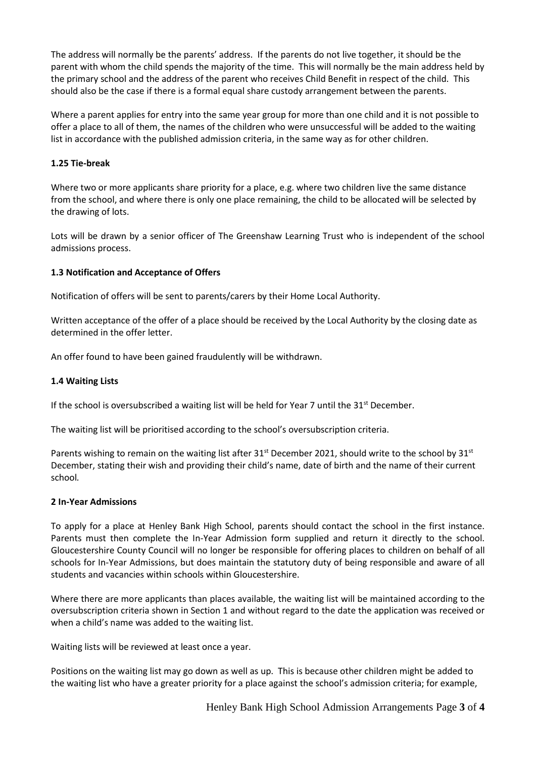The address will normally be the parents' address. If the parents do not live together, it should be the parent with whom the child spends the majority of the time. This will normally be the main address held by the primary school and the address of the parent who receives Child Benefit in respect of the child. This should also be the case if there is a formal equal share custody arrangement between the parents.

Where a parent applies for entry into the same year group for more than one child and it is not possible to offer a place to all of them, the names of the children who were unsuccessful will be added to the waiting list in accordance with the published admission criteria, in the same way as for other children.

**1.25 Tie-break**

Where two or more applicants share priority for a place, e.g. where two children live the same distance from the school, and where there is only one place remaining, the child to be allocated will be selected by the drawing of lots.

Lots will be drawn by a senior officer of The Greenshaw Learning Trust who is independent of the school admissions process.

**1.3 Notification and Acceptance of Offers**

Notification of offers will be sent to parents/carers by their Home Local Authority.

Written acceptance of the offer of a place should be received by the Local Authority by the closing date as determined in the offer letter.

An offer found to have been gained fraudulently will be withdrawn.

**1.4 Waiting Lists**

If the school is oversubscribed a waiting list will be held for Year 7 until the 31st December.

The waiting list will be prioritised according to the school's oversubscription criteria.

Parents wishing to remain on the waiting list after 31st December 2021, should write to the school by 31st December, stating their wish and providing their child's name, date of birth and the name of their current school.

**2 In-Year Admissions**

To apply for a place at Henley Bank High School, parents should contact the school in the first instance. Parents must then complete the In-Year Admission form supplied and return it directly to the school. Gloucestershire County Council will no longer be responsible for offering places to children on behalf of all schools for In-Year Admissions, but does maintain the statutory duty of being responsible and aware of all students and vacancies within schools within Gloucestershire.

Where there are more applicants than places available, the waiting list will be maintained according to the oversubscription criteria shown in Section 1 and without regard to the date the application was received or when a child's name was added to the waiting list.

Waiting lists will be reviewed at least once a year.

Positions on the waiting list may go down as well as up. This is because other children might be added to the waiting list who have a greater priority for a place against the school's admission criteria; for example,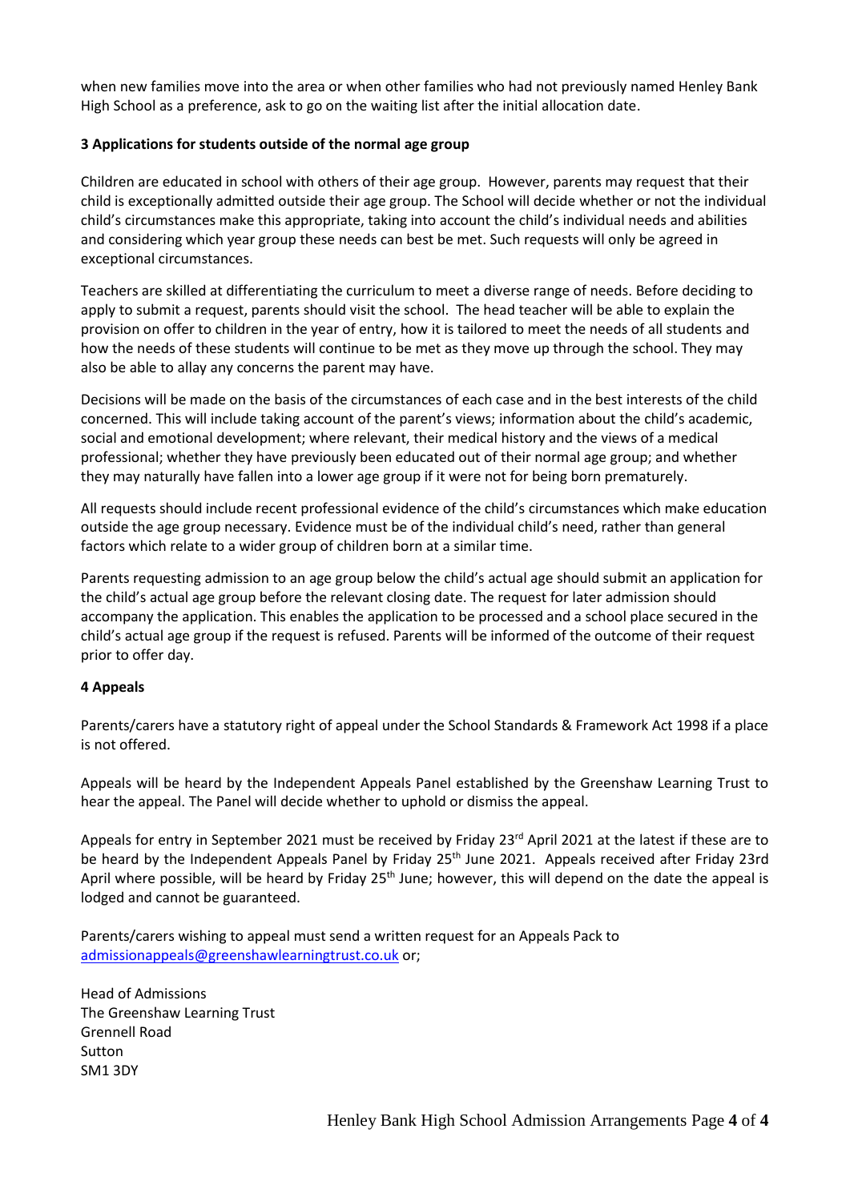when new families move into the area or when other families who had not previously named Henley Bank High School as a preference, ask to go on the waiting list after the initial allocation date.

### 3 Applications for students outside of the normal age group

Children are educated in school with others of their age group. However, parents may request that their child is exceptionally admitted outside their age group. The School will decide whether or not the individual child's circumstances make this appropriate, taking into account the child's individual needs and abilities and considering which year group these needs can best be met. Such requests will only be agreed in exceptional circumstances.

Teachers are skilled at differentiating the curriculum to meet a diverse range of needs. Before deciding to apply to submit a request, parents should visit the school. The head teacher will be able to explain the provision on offer to children in the year of entry, how it is tailored to meet the needs of all students and how the needs of these students will continue to be met as they move up through the school. They may also be able to allay any concerns the parent may have.

Decisions will be made on the basis of the circumstances of each case and in the best interests of the child concerned. This will include taking account of the parent's views; information about the child's academic, social and emotional development; where relevant, their medical history and the views of a medical professional; whether they have previously been educated out of their normal age group; and whether they may naturally have fallen into a lower age group if it were not for being born prematurely.

All requests should include recent professional evidence of the child's circumstances which make education outside the age group necessary. Evidence must be of the individual child's need, rather than general factors which relate to a wider group of children born at a similar time.

Parents requesting admission to an age group below the child's actual age should submit an application for the child's actual age group before the relevant closing date. The request for later admission should accompany the application. This enables the application to be processed and a school place secured in the child's actual age group if the request is refused. Parents will be informed of the outcome of their request prior to offer day.

### 4 Appeals

Parents/carers have a statutory right of appeal under the School Standards & Framework Act 1998 if a place is not offered.

Appeals will be heard by the Independent Appeals Panel established by the Greenshaw Learning Trust to hear the appeal. The Panel will decide whether to uphold or dismiss the appeal.

Appeals for entry in September 2021 must be received by Friday 23rd April 2021 at the latest if these are to be heard by the Independent Appeals Panel by Friday 25th June 2021. Appeals received after Friday 23rd April where possible, will be heard by Friday 25th June; however, this will depend on the date the appeal is lodged and cannot be guaranteed.

Parents/carers wishing to appeal must send a written request for an Appeals Pack to admissionappeals@greenshawlearningtrust.co.uk or;

Head of Admissions
The Greenshaw Learning Trust
Grennell Road
Sutton
SM1 3DY